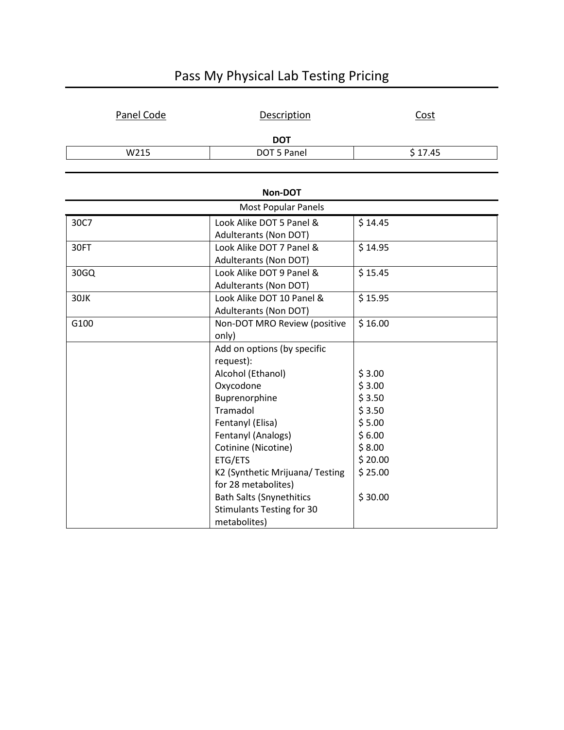# Pass My Physical Lab Testing Pricing

| Panel Code | Description | Cost |
|---|---|---|
| **DOT** | | |
| W215 | DOT 5 Panel | $ 17.45 |

**Non-DOT**

| Panel Code | Description | Cost |
|---|---|---|
| Most Popular Panels | | |
| 30C7 | Look Alike DOT 5 Panel & Adulterants (Non DOT) | $ 14.45 |
| 30FT | Look Alike DOT 7 Panel & Adulterants (Non DOT) | $ 14.95 |
| 30GQ | Look Alike DOT 9 Panel & Adulterants (Non DOT) | $ 15.45 |
| 30JK | Look Alike DOT 10 Panel & Adulterants (Non DOT) | $ 15.95 |
| G100 | Non-DOT MRO Review (positive only) | $ 16.00 |
| | Add on options (by specific request): | |
| | Alcohol (Ethanol) | $ 3.00 |
| | Oxycodone | $ 3.00 |
| | Buprenorphine | $ 3.50 |
| | Tramadol | $ 3.50 |
| | Fentanyl (Elisa) | $ 5.00 |
| | Fentanyl (Analogs) | $ 6.00 |
| | Cotinine (Nicotine) | $ 8.00 |
| | ETG/ETS | $ 20.00 |
| | K2 (Synthetic Mrijuana/ Testing for 28 metabolites) | $ 25.00 |
| | Bath Salts (Synnethitics Stimulants Testing for 30 metabolites) | $ 30.00 |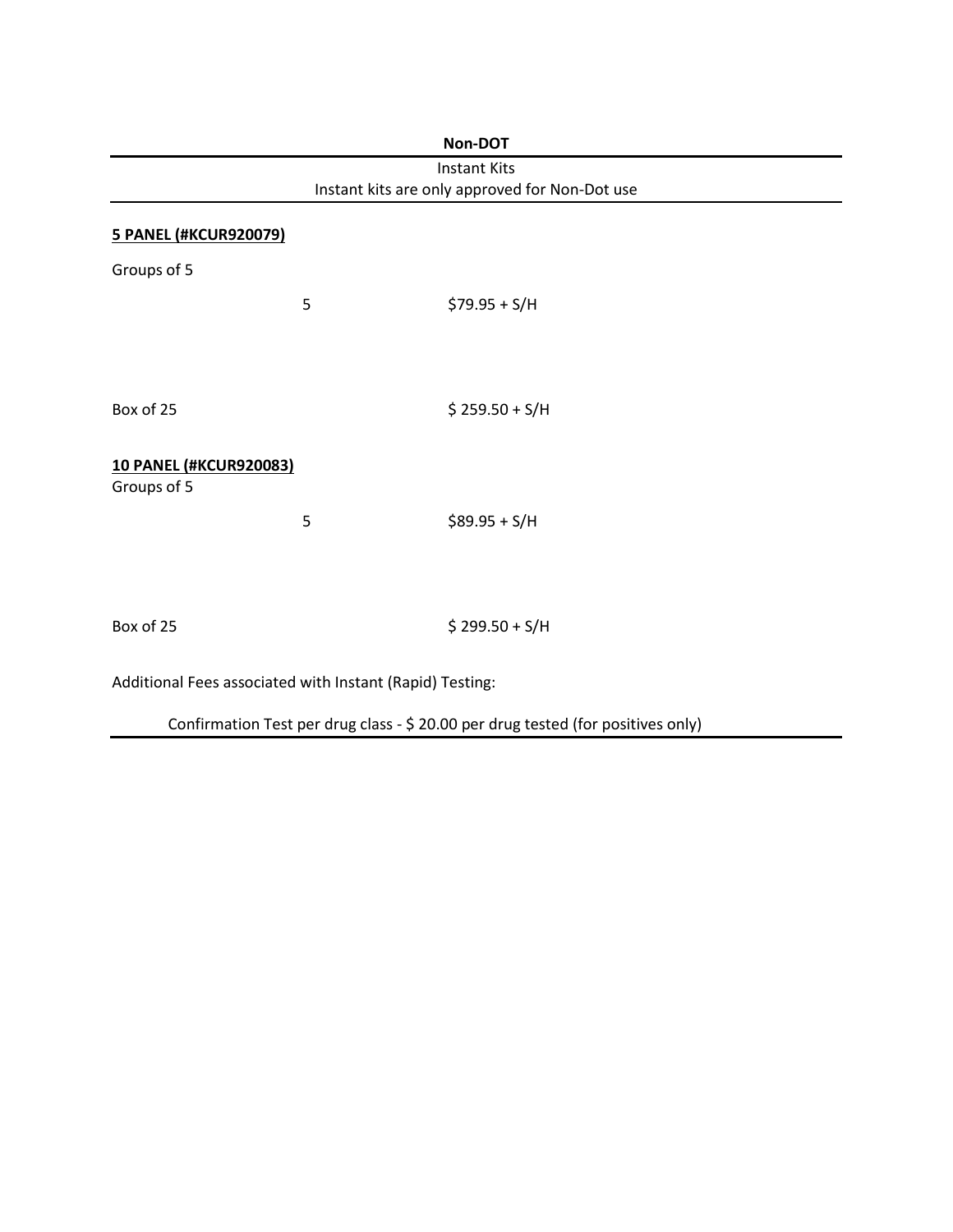**Non-DOT**

Instant Kits

Instant kits are only approved for Non-Dot use

**5 PANEL (#KCUR920079)**

Groups of 5

| | | |
|---|---|---|
| | 5 | $79.95 + S/H |
| Box of 25 | | $ 259.50 + S/H |

**10 PANEL (#KCUR920083)**

Groups of 5

| | | |
|---|---|---|
| | 5 | $89.95 + S/H |
| Box of 25 | | $ 299.50 + S/H |

Additional Fees associated with Instant (Rapid) Testing:

Confirmation Test per drug class - $ 20.00 per drug tested (for positives only)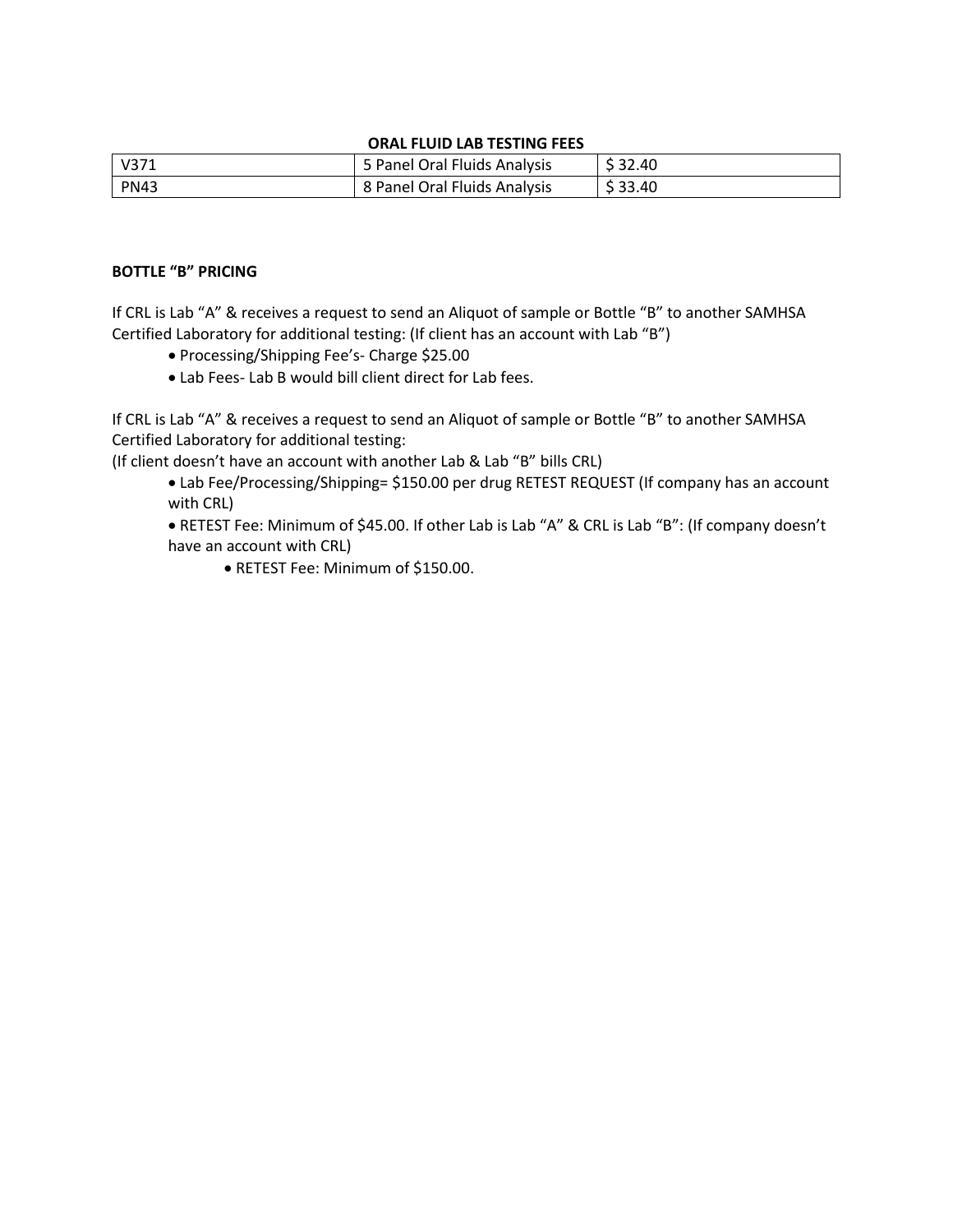**ORAL FLUID LAB TESTING FEES**

| | | |
|---|---|---|
| V371 | 5 Panel Oral Fluids Analysis | $ 32.40 |
| PN43 | 8 Panel Oral Fluids Analysis | $ 33.40 |

**BOTTLE "B" PRICING**

If CRL is Lab "A" & receives a request to send an Aliquot of sample or Bottle "B" to another SAMHSA Certified Laboratory for additional testing: (If client has an account with Lab "B")

- Processing/Shipping Fee's- Charge $25.00
- Lab Fees- Lab B would bill client direct for Lab fees.

If CRL is Lab "A" & receives a request to send an Aliquot of sample or Bottle "B" to another SAMHSA Certified Laboratory for additional testing:
(If client doesn't have an account with another Lab & Lab "B" bills CRL)

- Lab Fee/Processing/Shipping= $150.00 per drug RETEST REQUEST (If company has an account with CRL)
- RETEST Fee: Minimum of $45.00. If other Lab is Lab "A" & CRL is Lab "B": (If company doesn't have an account with CRL)
    - RETEST Fee: Minimum of $150.00.